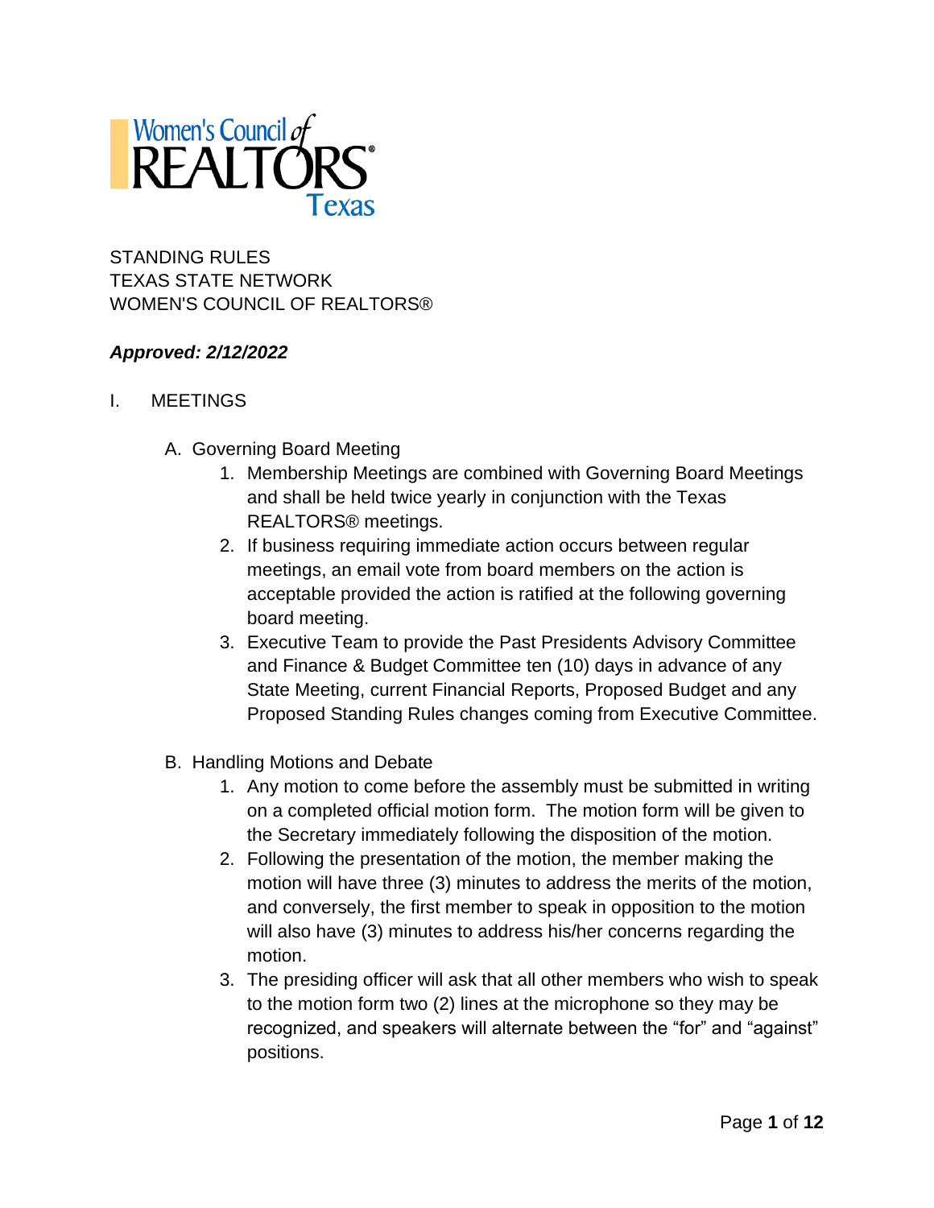Women's Council of REALTORS® Texas

STANDING RULES
TEXAS STATE NETWORK
WOMEN'S COUNCIL OF REALTORS®

***Approved: 2/12/2022***

# I. MEETINGS

## A. Governing Board Meeting

1. Membership Meetings are combined with Governing Board Meetings and shall be held twice yearly in conjunction with the Texas REALTORS® meetings.
2. If business requiring immediate action occurs between regular meetings, an email vote from board members on the action is acceptable provided the action is ratified at the following governing board meeting.
3. Executive Team to provide the Past Presidents Advisory Committee and Finance & Budget Committee ten (10) days in advance of any State Meeting, current Financial Reports, Proposed Budget and any Proposed Standing Rules changes coming from Executive Committee.

## B. Handling Motions and Debate

1. Any motion to come before the assembly must be submitted in writing on a completed official motion form. The motion form will be given to the Secretary immediately following the disposition of the motion.
2. Following the presentation of the motion, the member making the motion will have three (3) minutes to address the merits of the motion, and conversely, the first member to speak in opposition to the motion will also have (3) minutes to address his/her concerns regarding the motion.
3. The presiding officer will ask that all other members who wish to speak to the motion form two (2) lines at the microphone so they may be recognized, and speakers will alternate between the "for" and "against" positions.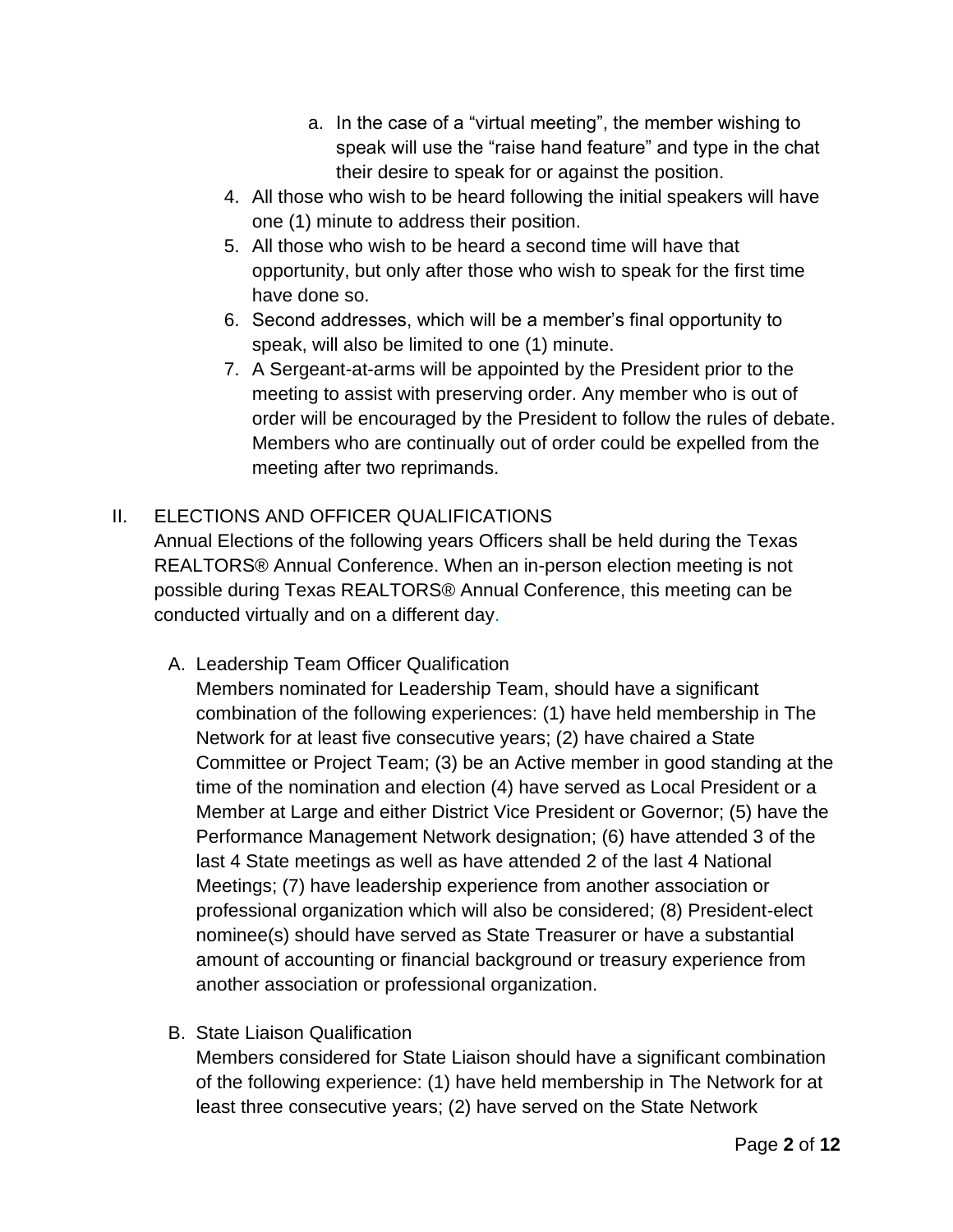a. In the case of a "virtual meeting", the member wishing to speak will use the "raise hand feature" and type in the chat their desire to speak for or against the position.

4. All those who wish to be heard following the initial speakers will have one (1) minute to address their position.
5. All those who wish to be heard a second time will have that opportunity, but only after those who wish to speak for the first time have done so.
6. Second addresses, which will be a member's final opportunity to speak, will also be limited to one (1) minute.
7. A Sergeant-at-arms will be appointed by the President prior to the meeting to assist with preserving order. Any member who is out of order will be encouraged by the President to follow the rules of debate. Members who are continually out of order could be expelled from the meeting after two reprimands.

## II. ELECTIONS AND OFFICER QUALIFICATIONS

Annual Elections of the following years Officers shall be held during the Texas REALTORS® Annual Conference. When an in-person election meeting is not possible during Texas REALTORS® Annual Conference, this meeting can be conducted virtually and on a different day.

### A. Leadership Team Officer Qualification

Members nominated for Leadership Team, should have a significant combination of the following experiences: (1) have held membership in The Network for at least five consecutive years; (2) have chaired a State Committee or Project Team; (3) be an Active member in good standing at the time of the nomination and election (4) have served as Local President or a Member at Large and either District Vice President or Governor; (5) have the Performance Management Network designation; (6) have attended 3 of the last 4 State meetings as well as have attended 2 of the last 4 National Meetings; (7) have leadership experience from another association or professional organization which will also be considered; (8) President-elect nominee(s) should have served as State Treasurer or have a substantial amount of accounting or financial background or treasury experience from another association or professional organization.

### B. State Liaison Qualification

Members considered for State Liaison should have a significant combination of the following experience: (1) have held membership in The Network for at least three consecutive years; (2) have served on the State Network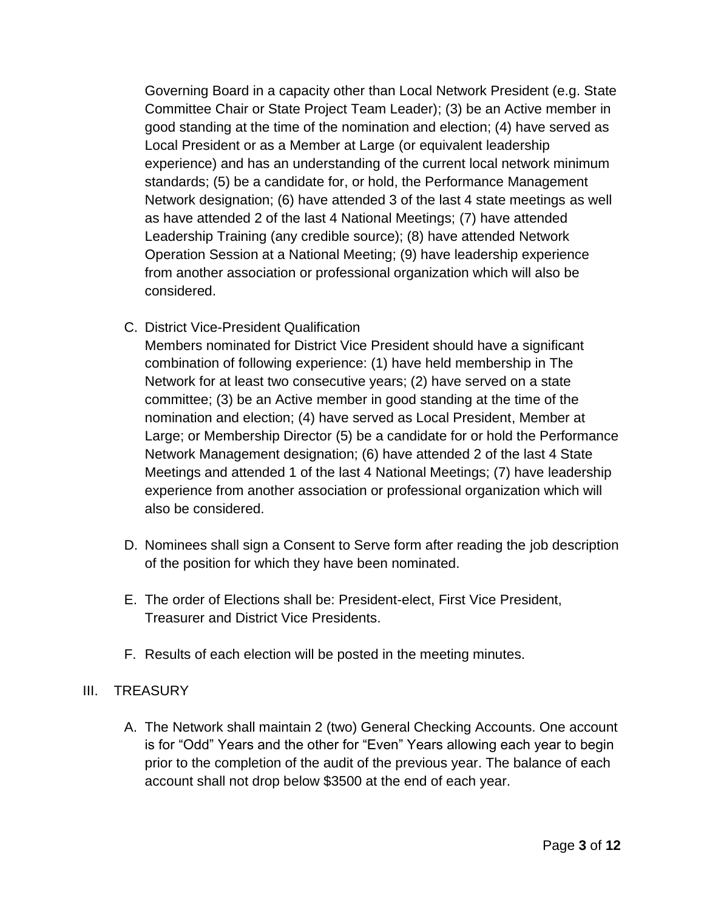Governing Board in a capacity other than Local Network President (e.g. State Committee Chair or State Project Team Leader); (3) be an Active member in good standing at the time of the nomination and election; (4) have served as Local President or as a Member at Large (or equivalent leadership experience) and has an understanding of the current local network minimum standards; (5) be a candidate for, or hold, the Performance Management Network designation; (6) have attended 3 of the last 4 state meetings as well as have attended 2 of the last 4 National Meetings; (7) have attended Leadership Training (any credible source); (8) have attended Network Operation Session at a National Meeting; (9) have leadership experience from another association or professional organization which will also be considered.

C. District Vice-President Qualification
Members nominated for District Vice President should have a significant combination of following experience: (1) have held membership in The Network for at least two consecutive years; (2) have served on a state committee; (3) be an Active member in good standing at the time of the nomination and election; (4) have served as Local President, Member at Large; or Membership Director (5) be a candidate for or hold the Performance Network Management designation; (6) have attended 2 of the last 4 State Meetings and attended 1 of the last 4 National Meetings; (7) have leadership experience from another association or professional organization which will also be considered.

D. Nominees shall sign a Consent to Serve form after reading the job description of the position for which they have been nominated.

E. The order of Elections shall be: President-elect, First Vice President, Treasurer and District Vice Presidents.

F. Results of each election will be posted in the meeting minutes.

## III. TREASURY

A. The Network shall maintain 2 (two) General Checking Accounts. One account is for “Odd” Years and the other for “Even” Years allowing each year to begin prior to the completion of the audit of the previous year. The balance of each account shall not drop below $3500 at the end of each year.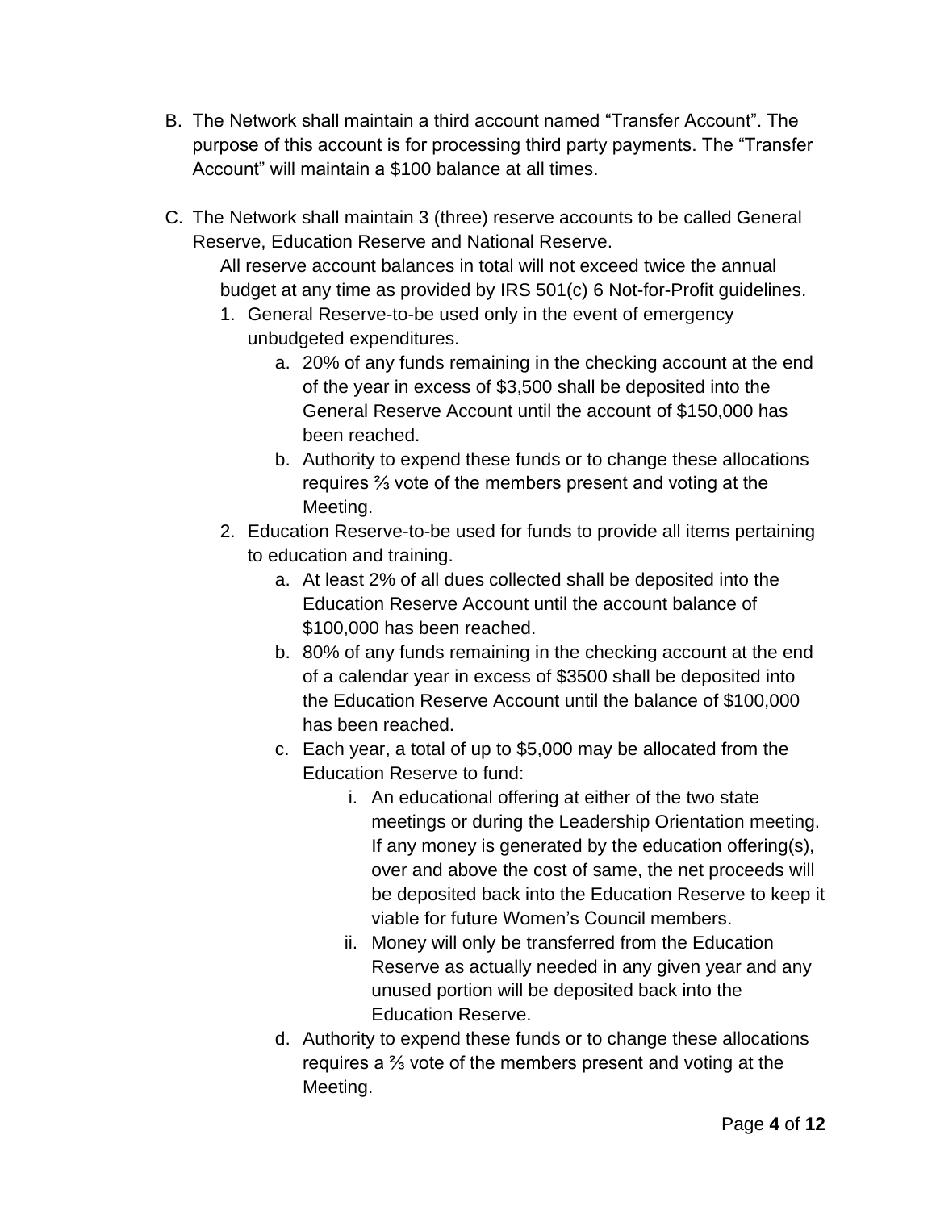B. The Network shall maintain a third account named "Transfer Account". The purpose of this account is for processing third party payments. The "Transfer Account" will maintain a $100 balance at all times.

C. The Network shall maintain 3 (three) reserve accounts to be called General Reserve, Education Reserve and National Reserve.

   All reserve account balances in total will not exceed twice the annual budget at any time as provided by IRS 501(c) 6 Not-for-Profit guidelines.

   1. General Reserve-to-be used only in the event of emergency unbudgeted expenditures.
      a. 20% of any funds remaining in the checking account at the end of the year in excess of $3,500 shall be deposited into the General Reserve Account until the account of $150,000 has been reached.
      b. Authority to expend these funds or to change these allocations requires ⅔ vote of the members present and voting at the Meeting.
   2. Education Reserve-to-be used for funds to provide all items pertaining to education and training.
      a. At least 2% of all dues collected shall be deposited into the Education Reserve Account until the account balance of $100,000 has been reached.
      b. 80% of any funds remaining in the checking account at the end of a calendar year in excess of $3500 shall be deposited into the Education Reserve Account until the balance of $100,000 has been reached.
      c. Each year, a total of up to $5,000 may be allocated from the Education Reserve to fund:
         i. An educational offering at either of the two state meetings or during the Leadership Orientation meeting. If any money is generated by the education offering(s), over and above the cost of same, the net proceeds will be deposited back into the Education Reserve to keep it viable for future Women's Council members.
         ii. Money will only be transferred from the Education Reserve as actually needed in any given year and any unused portion will be deposited back into the Education Reserve.
      d. Authority to expend these funds or to change these allocations requires a ⅔ vote of the members present and voting at the Meeting.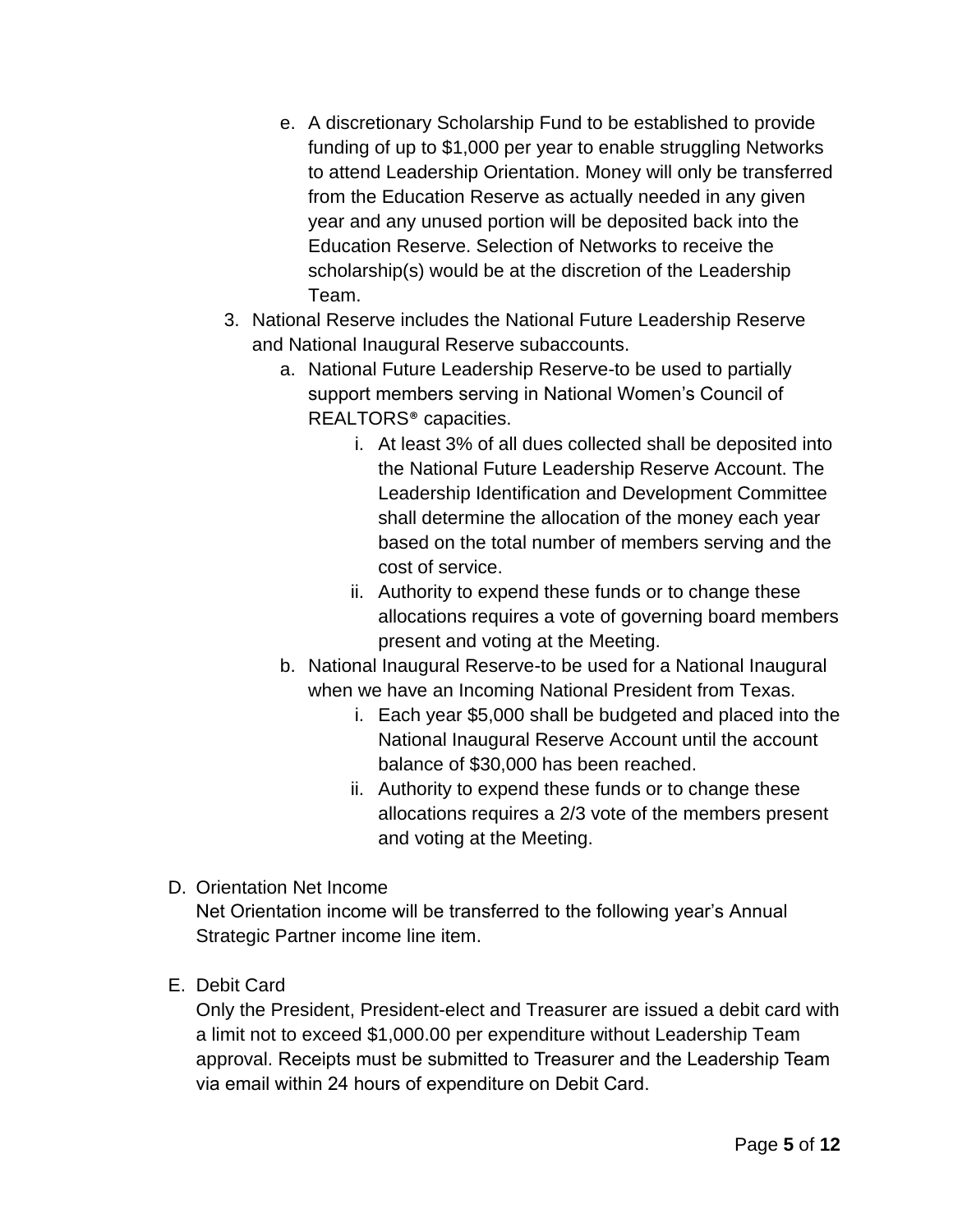e. A discretionary Scholarship Fund to be established to provide funding of up to $1,000 per year to enable struggling Networks to attend Leadership Orientation. Money will only be transferred from the Education Reserve as actually needed in any given year and any unused portion will be deposited back into the Education Reserve. Selection of Networks to receive the scholarship(s) would be at the discretion of the Leadership Team.

3. National Reserve includes the National Future Leadership Reserve and National Inaugural Reserve subaccounts.
   a. National Future Leadership Reserve-to be used to partially support members serving in National Women's Council of REALTORS® capacities.
      i. At least 3% of all dues collected shall be deposited into the National Future Leadership Reserve Account. The Leadership Identification and Development Committee shall determine the allocation of the money each year based on the total number of members serving and the cost of service.
      ii. Authority to expend these funds or to change these allocations requires a vote of governing board members present and voting at the Meeting.
   b. National Inaugural Reserve-to be used for a National Inaugural when we have an Incoming National President from Texas.
      i. Each year $5,000 shall be budgeted and placed into the National Inaugural Reserve Account until the account balance of $30,000 has been reached.
      ii. Authority to expend these funds or to change these allocations requires a 2/3 vote of the members present and voting at the Meeting.

D. Orientation Net Income

Net Orientation income will be transferred to the following year's Annual Strategic Partner income line item.

E. Debit Card

Only the President, President-elect and Treasurer are issued a debit card with a limit not to exceed $1,000.00 per expenditure without Leadership Team approval. Receipts must be submitted to Treasurer and the Leadership Team via email within 24 hours of expenditure on Debit Card.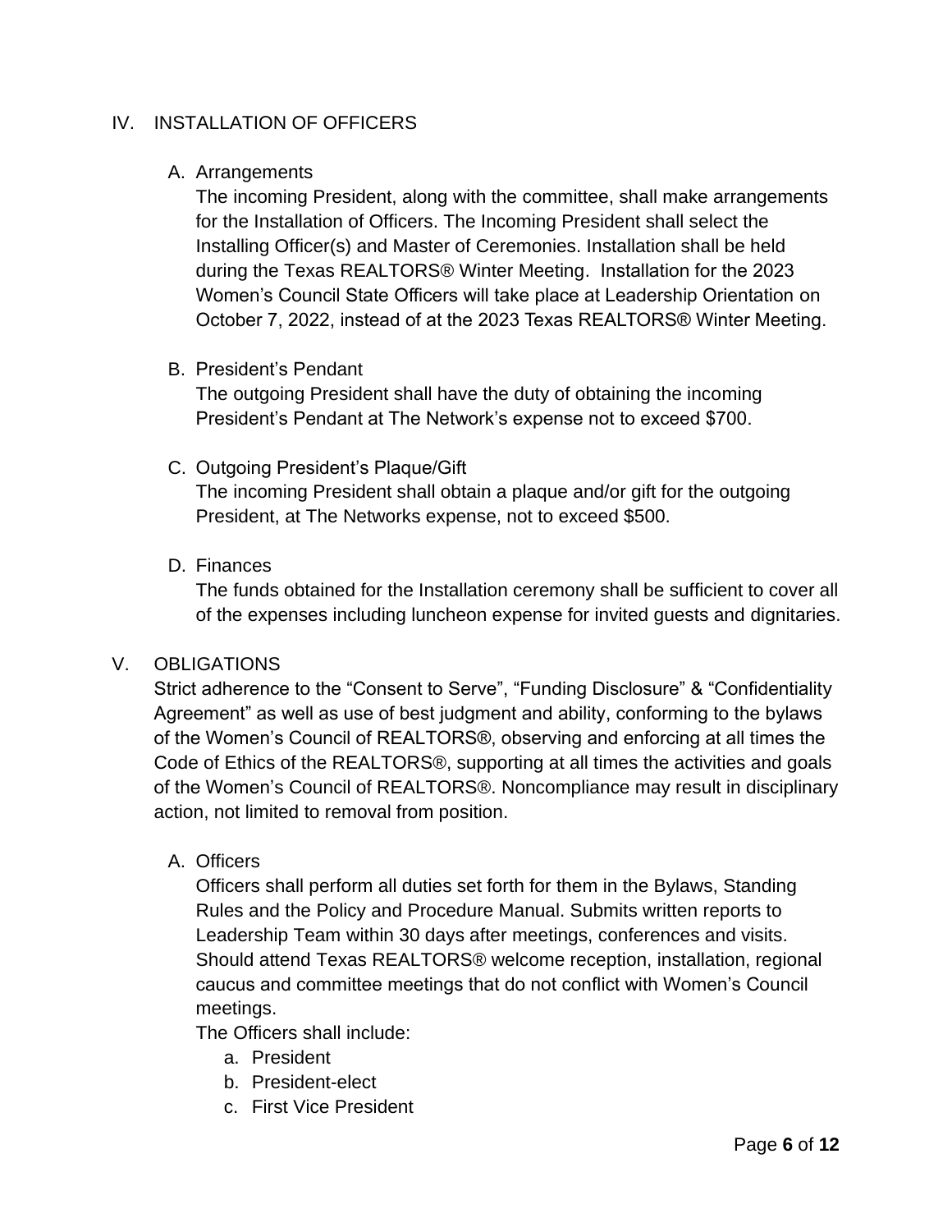## IV. INSTALLATION OF OFFICERS

### A. Arrangements

The incoming President, along with the committee, shall make arrangements for the Installation of Officers. The Incoming President shall select the Installing Officer(s) and Master of Ceremonies. Installation shall be held during the Texas REALTORS® Winter Meeting. Installation for the 2023 Women's Council State Officers will take place at Leadership Orientation on October 7, 2022, instead of at the 2023 Texas REALTORS® Winter Meeting.

### B. President's Pendant

The outgoing President shall have the duty of obtaining the incoming President's Pendant at The Network's expense not to exceed $700.

### C. Outgoing President's Plaque/Gift

The incoming President shall obtain a plaque and/or gift for the outgoing President, at The Networks expense, not to exceed $500.

### D. Finances

The funds obtained for the Installation ceremony shall be sufficient to cover all of the expenses including luncheon expense for invited guests and dignitaries.

## V. OBLIGATIONS

Strict adherence to the "Consent to Serve", "Funding Disclosure" & "Confidentiality Agreement" as well as use of best judgment and ability, conforming to the bylaws of the Women's Council of REALTORS®, observing and enforcing at all times the Code of Ethics of the REALTORS®, supporting at all times the activities and goals of the Women's Council of REALTORS®. Noncompliance may result in disciplinary action, not limited to removal from position.

### A. Officers

Officers shall perform all duties set forth for them in the Bylaws, Standing Rules and the Policy and Procedure Manual. Submits written reports to Leadership Team within 30 days after meetings, conferences and visits. Should attend Texas REALTORS® welcome reception, installation, regional caucus and committee meetings that do not conflict with Women's Council meetings.

The Officers shall include:

a. President
b. President-elect
c. First Vice President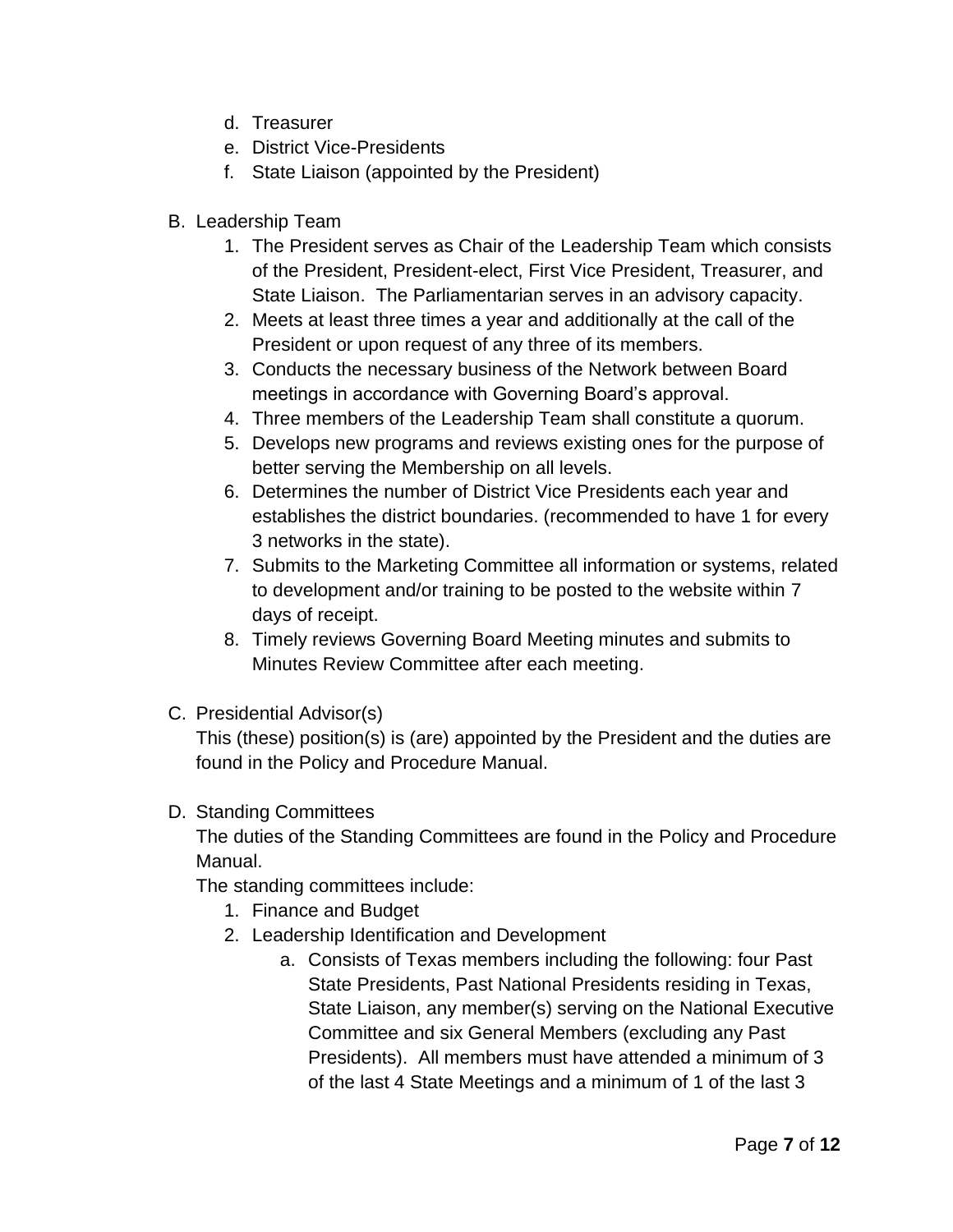d. Treasurer
   e. District Vice-Presidents
   f. State Liaison (appointed by the President)

B. Leadership Team
   1. The President serves as Chair of the Leadership Team which consists of the President, President-elect, First Vice President, Treasurer, and State Liaison. The Parliamentarian serves in an advisory capacity.
   2. Meets at least three times a year and additionally at the call of the President or upon request of any three of its members.
   3. Conducts the necessary business of the Network between Board meetings in accordance with Governing Board's approval.
   4. Three members of the Leadership Team shall constitute a quorum.
   5. Develops new programs and reviews existing ones for the purpose of better serving the Membership on all levels.
   6. Determines the number of District Vice Presidents each year and establishes the district boundaries. (recommended to have 1 for every 3 networks in the state).
   7. Submits to the Marketing Committee all information or systems, related to development and/or training to be posted to the website within 7 days of receipt.
   8. Timely reviews Governing Board Meeting minutes and submits to Minutes Review Committee after each meeting.

C. Presidential Advisor(s)
   This (these) position(s) is (are) appointed by the President and the duties are found in the Policy and Procedure Manual.

D. Standing Committees
   The duties of the Standing Committees are found in the Policy and Procedure Manual.
   The standing committees include:
   1. Finance and Budget
   2. Leadership Identification and Development
      a. Consists of Texas members including the following: four Past State Presidents, Past National Presidents residing in Texas, State Liaison, any member(s) serving on the National Executive Committee and six General Members (excluding any Past Presidents). All members must have attended a minimum of 3 of the last 4 State Meetings and a minimum of 1 of the last 3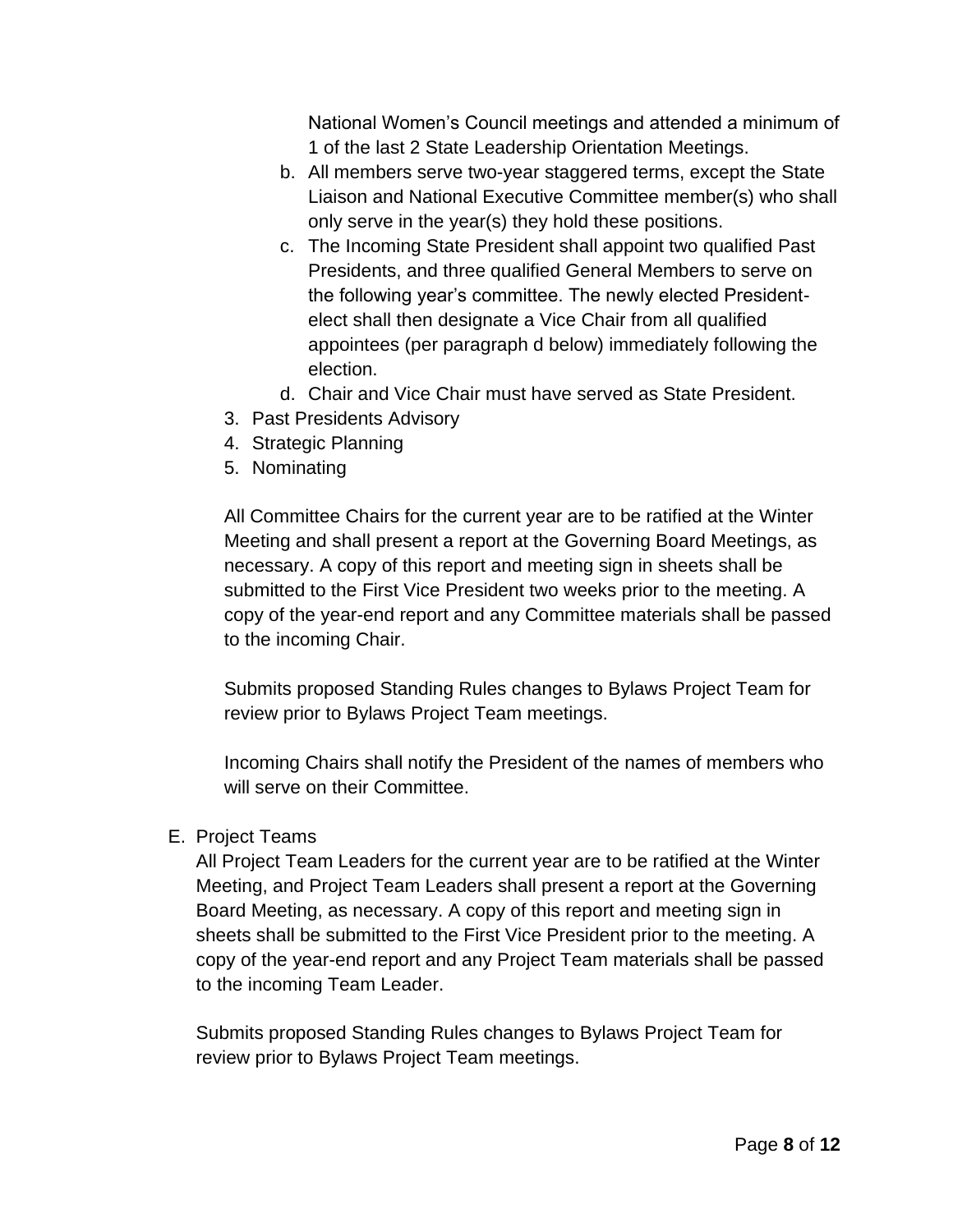National Women's Council meetings and attended a minimum of 1 of the last 2 State Leadership Orientation Meetings.

   b. All members serve two-year staggered terms, except the State Liaison and National Executive Committee member(s) who shall only serve in the year(s) they hold these positions.
   c. The Incoming State President shall appoint two qualified Past Presidents, and three qualified General Members to serve on the following year's committee. The newly elected President-elect shall then designate a Vice Chair from all qualified appointees (per paragraph d below) immediately following the election.
   d. Chair and Vice Chair must have served as State President.

3. Past Presidents Advisory
4. Strategic Planning
5. Nominating

All Committee Chairs for the current year are to be ratified at the Winter Meeting and shall present a report at the Governing Board Meetings, as necessary. A copy of this report and meeting sign in sheets shall be submitted to the First Vice President two weeks prior to the meeting. A copy of the year-end report and any Committee materials shall be passed to the incoming Chair.

Submits proposed Standing Rules changes to Bylaws Project Team for review prior to Bylaws Project Team meetings.

Incoming Chairs shall notify the President of the names of members who will serve on their Committee.

E. Project Teams

All Project Team Leaders for the current year are to be ratified at the Winter Meeting, and Project Team Leaders shall present a report at the Governing Board Meeting, as necessary. A copy of this report and meeting sign in sheets shall be submitted to the First Vice President prior to the meeting. A copy of the year-end report and any Project Team materials shall be passed to the incoming Team Leader.

Submits proposed Standing Rules changes to Bylaws Project Team for review prior to Bylaws Project Team meetings.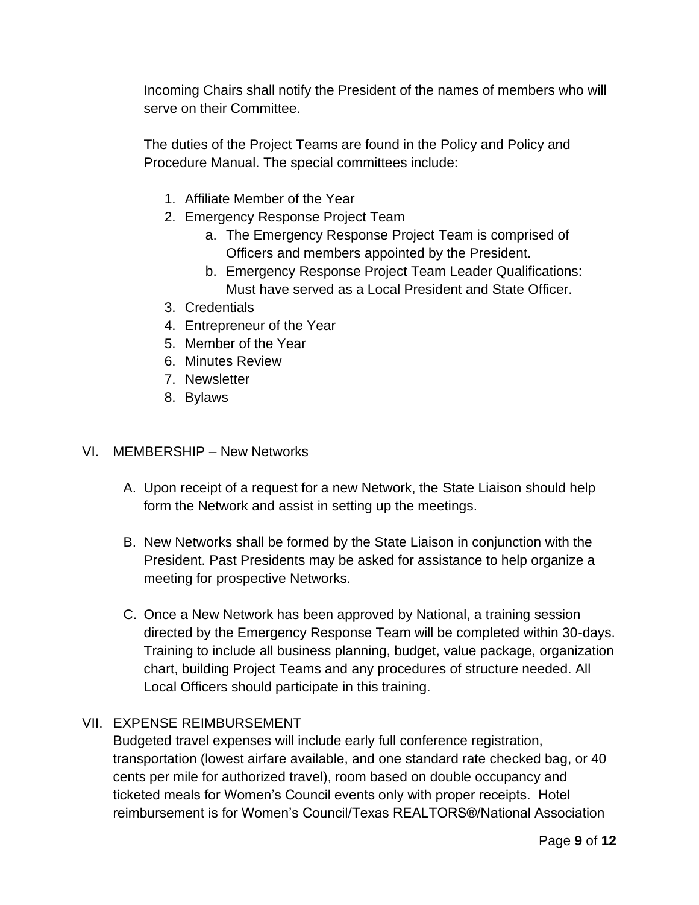Incoming Chairs shall notify the President of the names of members who will serve on their Committee.

The duties of the Project Teams are found in the Policy and Policy and Procedure Manual. The special committees include:

1. Affiliate Member of the Year
2. Emergency Response Project Team
    a. The Emergency Response Project Team is comprised of Officers and members appointed by the President.
    b. Emergency Response Project Team Leader Qualifications: Must have served as a Local President and State Officer.
3. Credentials
4. Entrepreneur of the Year
5. Member of the Year
6. Minutes Review
7. Newsletter
8. Bylaws

## VI. MEMBERSHIP – New Networks

A. Upon receipt of a request for a new Network, the State Liaison should help form the Network and assist in setting up the meetings.

B. New Networks shall be formed by the State Liaison in conjunction with the President. Past Presidents may be asked for assistance to help organize a meeting for prospective Networks.

C. Once a New Network has been approved by National, a training session directed by the Emergency Response Team will be completed within 30-days. Training to include all business planning, budget, value package, organization chart, building Project Teams and any procedures of structure needed. All Local Officers should participate in this training.

## VII. EXPENSE REIMBURSEMENT

Budgeted travel expenses will include early full conference registration, transportation (lowest airfare available, and one standard rate checked bag, or 40 cents per mile for authorized travel), room based on double occupancy and ticketed meals for Women's Council events only with proper receipts. Hotel reimbursement is for Women's Council/Texas REALTORS®/National Association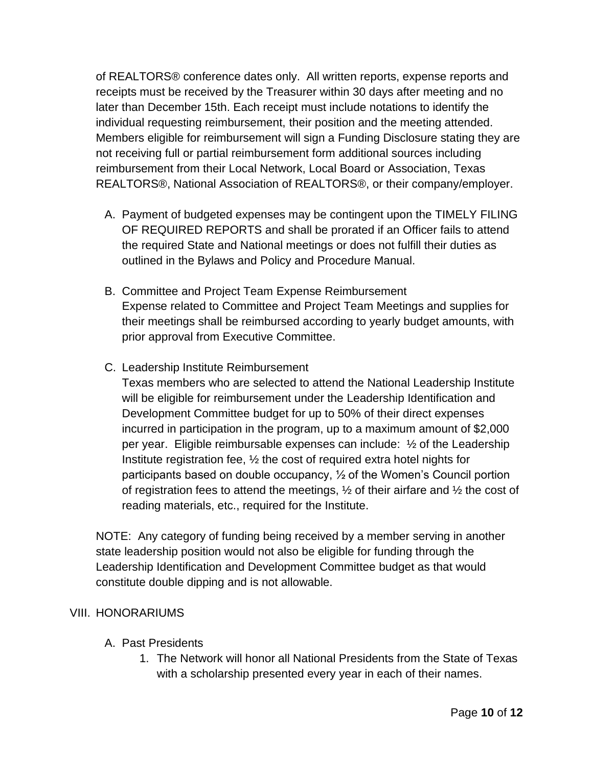of REALTORS® conference dates only. All written reports, expense reports and receipts must be received by the Treasurer within 30 days after meeting and no later than December 15th. Each receipt must include notations to identify the individual requesting reimbursement, their position and the meeting attended. Members eligible for reimbursement will sign a Funding Disclosure stating they are not receiving full or partial reimbursement form additional sources including reimbursement from their Local Network, Local Board or Association, Texas REALTORS®, National Association of REALTORS®, or their company/employer.

A. Payment of budgeted expenses may be contingent upon the TIMELY FILING OF REQUIRED REPORTS and shall be prorated if an Officer fails to attend the required State and National meetings or does not fulfill their duties as outlined in the Bylaws and Policy and Procedure Manual.

B. Committee and Project Team Expense Reimbursement
Expense related to Committee and Project Team Meetings and supplies for their meetings shall be reimbursed according to yearly budget amounts, with prior approval from Executive Committee.

C. Leadership Institute Reimbursement
Texas members who are selected to attend the National Leadership Institute will be eligible for reimbursement under the Leadership Identification and Development Committee budget for up to 50% of their direct expenses incurred in participation in the program, up to a maximum amount of $2,000 per year. Eligible reimbursable expenses can include: ½ of the Leadership Institute registration fee, ½ the cost of required extra hotel nights for participants based on double occupancy, ½ of the Women's Council portion of registration fees to attend the meetings, ½ of their airfare and ½ the cost of reading materials, etc., required for the Institute.

NOTE: Any category of funding being received by a member serving in another state leadership position would not also be eligible for funding through the Leadership Identification and Development Committee budget as that would constitute double dipping and is not allowable.

## VIII. HONORARIUMS

A. Past Presidents
   1. The Network will honor all National Presidents from the State of Texas with a scholarship presented every year in each of their names.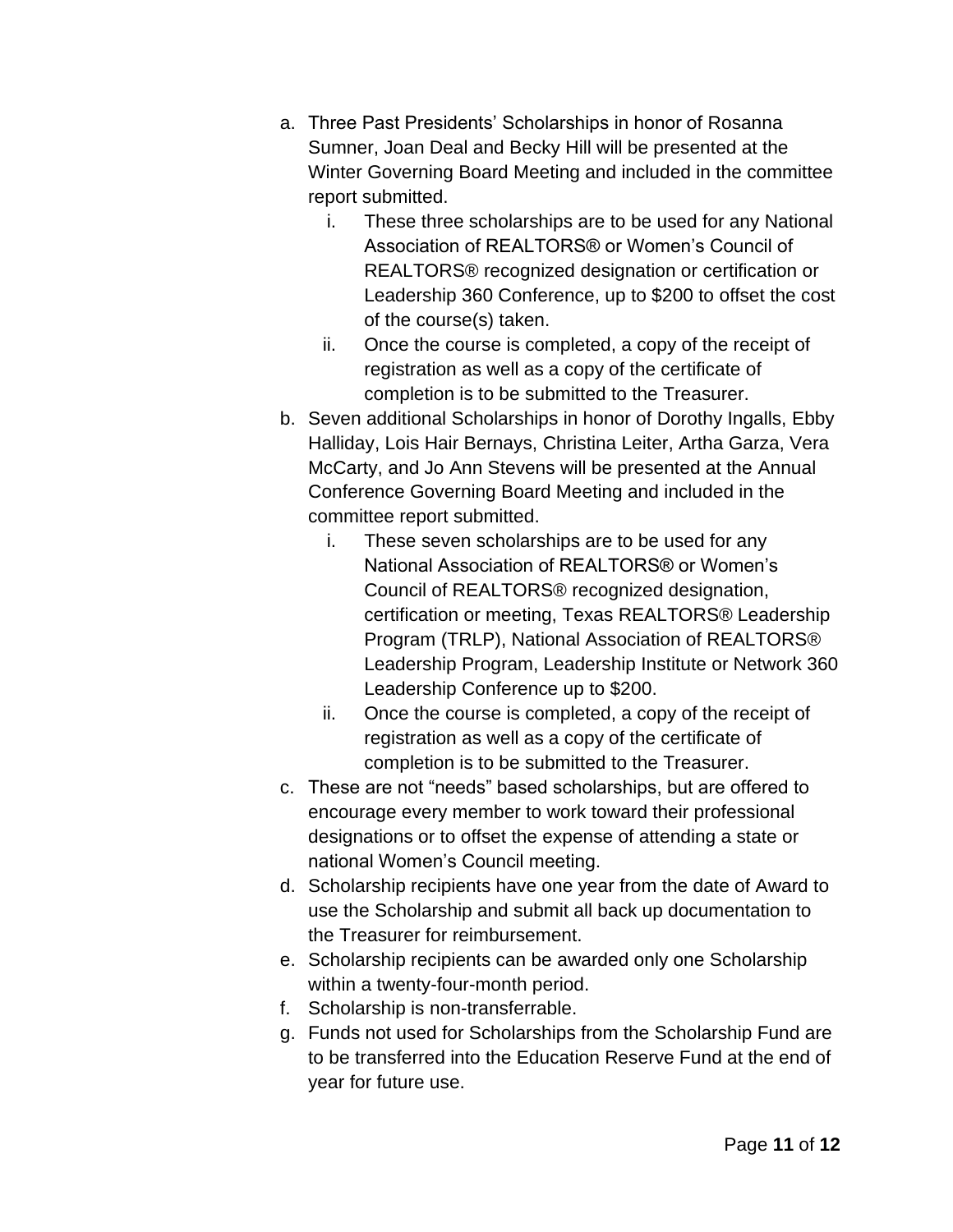a. Three Past Presidents' Scholarships in honor of Rosanna Sumner, Joan Deal and Becky Hill will be presented at the Winter Governing Board Meeting and included in the committee report submitted.
    i. These three scholarships are to be used for any National Association of REALTORS® or Women's Council of REALTORS® recognized designation or certification or Leadership 360 Conference, up to $200 to offset the cost of the course(s) taken.
    ii. Once the course is completed, a copy of the receipt of registration as well as a copy of the certificate of completion is to be submitted to the Treasurer.
b. Seven additional Scholarships in honor of Dorothy Ingalls, Ebby Halliday, Lois Hair Bernays, Christina Leiter, Artha Garza, Vera McCarty, and Jo Ann Stevens will be presented at the Annual Conference Governing Board Meeting and included in the committee report submitted.
    i. These seven scholarships are to be used for any National Association of REALTORS® or Women's Council of REALTORS® recognized designation, certification or meeting, Texas REALTORS® Leadership Program (TRLP), National Association of REALTORS® Leadership Program, Leadership Institute or Network 360 Leadership Conference up to $200.
    ii. Once the course is completed, a copy of the receipt of registration as well as a copy of the certificate of completion is to be submitted to the Treasurer.
c. These are not "needs" based scholarships, but are offered to encourage every member to work toward their professional designations or to offset the expense of attending a state or national Women's Council meeting.
d. Scholarship recipients have one year from the date of Award to use the Scholarship and submit all back up documentation to the Treasurer for reimbursement.
e. Scholarship recipients can be awarded only one Scholarship within a twenty-four-month period.
f. Scholarship is non-transferrable.
g. Funds not used for Scholarships from the Scholarship Fund are to be transferred into the Education Reserve Fund at the end of year for future use.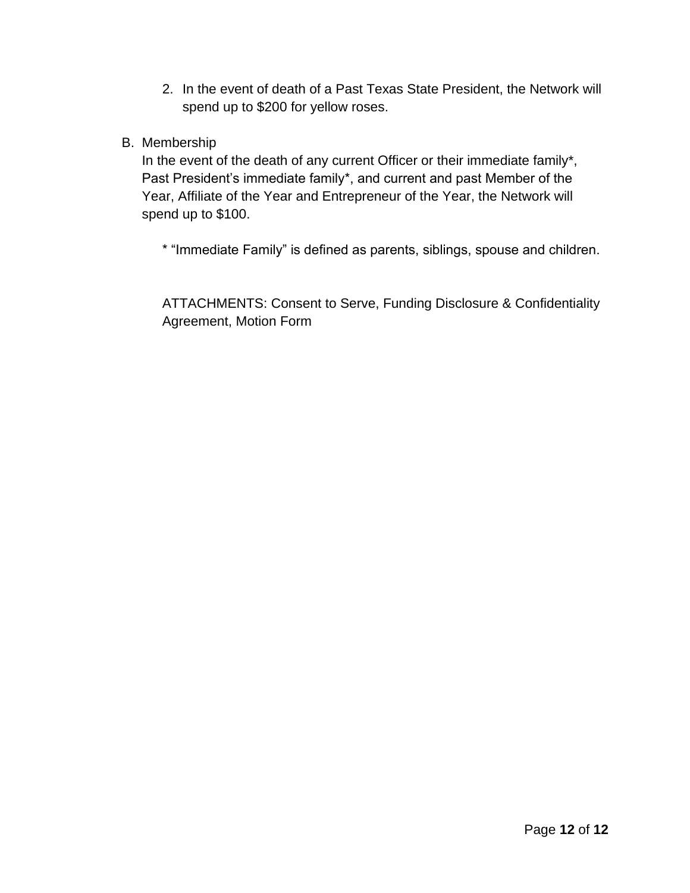2. In the event of death of a Past Texas State President, the Network will spend up to $200 for yellow roses.

B. Membership

In the event of the death of any current Officer or their immediate family*, Past President's immediate family*, and current and past Member of the Year, Affiliate of the Year and Entrepreneur of the Year, the Network will spend up to $100.

* "Immediate Family" is defined as parents, siblings, spouse and children.

ATTACHMENTS: Consent to Serve, Funding Disclosure & Confidentiality Agreement, Motion Form